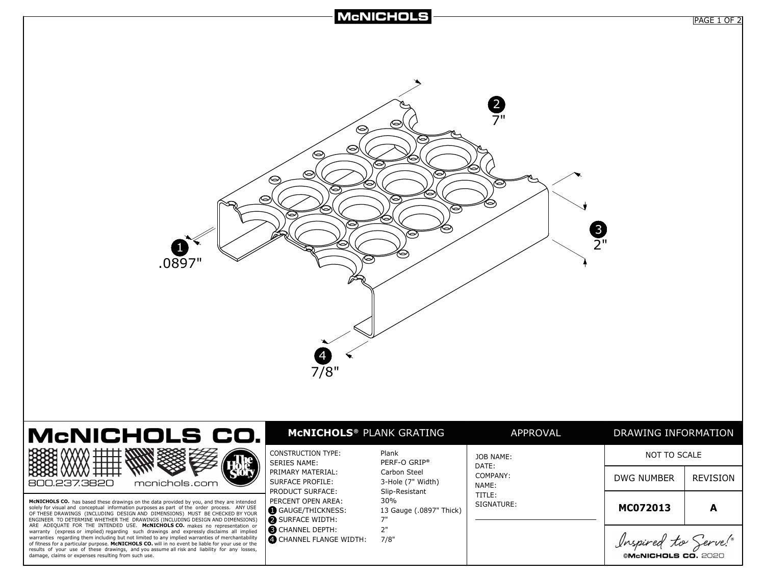# McNICHOLS

1 .0897"

2 7"

3 2"

4 7/8"

## McNICHOLS CO.

800.237.3820 mcnichols.com

**McNICHOLS CO.** has based these drawings on the data provided by you, and they are intended solely for visual and conceptual information purposes as part of the order process. ANY USE OF THESE DRAWINGS (INCLUDING DESIGN AND DIMENSIONS) MUST BE CHECKED BY YOUR ENGINEER TO DETERMINE WHETHER THE DRAWINGS (INCLUDING DESIGN AND DIMENSIONS) ARE ADEQUATE FOR THE INTENDED USE. **McNICHOLS CO.** makes no representation or warranty (express or implied) regarding such drawings and expressly disclaims all implied warranties regarding them including but not limited to any implied warranties of merchantability of fitness for a particular purpose. **McNICHOLS CO.** will in no event be liable for your use or the results of your use of these drawings, and you assume all risk and liability for any losses, damage, claims or expenses resulting from such use.

## McNICHOLS® PLANK GRATING

| | |
|---|---|
| CONSTRUCTION TYPE: | Plank |
| SERIES NAME: | PERF-O GRIP® |
| PRIMARY MATERIAL: | Carbon Steel |
| SURFACE PROFILE: | 3-Hole (7" Width) |
| PRODUCT SURFACE: | Slip-Resistant |
| PERCENT OPEN AREA: | 30% |
| 1 GAUGE/THICKNESS: | 13 Gauge (.0897" Thick) |
| 2 SURFACE WIDTH: | 7" |
| 3 CHANNEL DEPTH: | 2" |
| 4 CHANNEL FLANGE WIDTH: | 7/8" |

## APPROVAL

JOB NAME:
DATE:
COMPANY:
NAME:
TITLE:
SIGNATURE:

## DRAWING INFORMATION

NOT TO SCALE

| DWG NUMBER | REVISION |
|---|---|
| **MC072013** | **A** |

*Inspired to Serve!®*

©McNICHOLS CO. 2020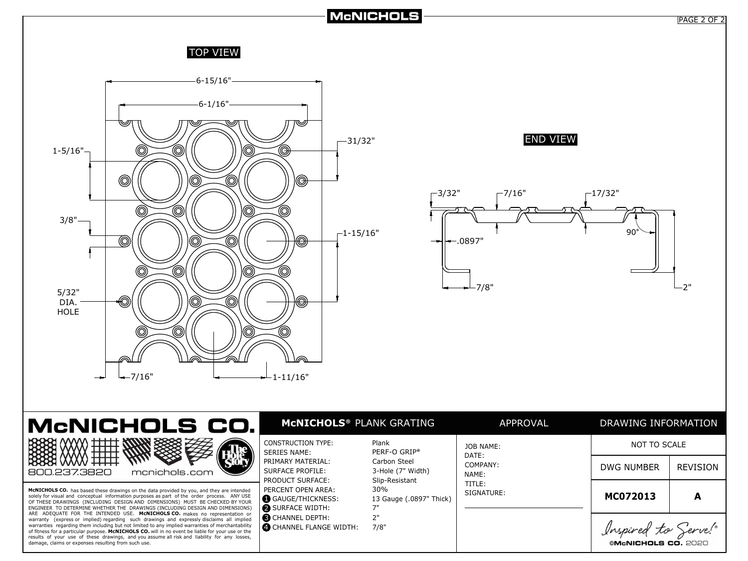McNICHOLS

TOP VIEW

6-15/16"

6-1/16"

1-5/16"

31/32"

3/8"

1-15/16"

5/32" DIA. HOLE

7/16"

1-11/16"

END VIEW

3/32"

7/16"

17/32"

.0897"

90°

7/8"

2"

# McNICHOLS CO.

800.237.3820 mcnichols.com

**McNICHOLS CO.** has based these drawings on the data provided by you, and they are intended solely for visual and conceptual information purposes as part of the order process. ANY USE OF THESE DRAWINGS (INCLUDING DESIGN AND DIMENSIONS) MUST BE CHECKED BY YOUR ENGINEER TO DETERMINE WHETHER THE DRAWINGS (INCLUDING DESIGN AND DIMENSIONS) ARE ADEQUATE FOR THE INTENDED USE. **McNICHOLS CO.** makes no representation or warranty (express or implied) regarding such drawings and expressly disclaims all implied warranties regarding them including but not limited to any implied warranties of merchantability of fitness for a particular purpose. **McNICHOLS CO.** will in no event be liable for your use or the results of your use of these drawings, and you assume all risk and liability for any losses, damage, claims or expenses resulting from such use.

## McNICHOLS® PLANK GRATING

| | |
|---|---|
| CONSTRUCTION TYPE: | Plank |
| SERIES NAME: | PERF-O GRIP® |
| PRIMARY MATERIAL: | Carbon Steel |
| SURFACE PROFILE: | 3-Hole (7" Width) |
| PRODUCT SURFACE: | Slip-Resistant |
| PERCENT OPEN AREA: | 30% |
| 1 GAUGE/THICKNESS: | 13 Gauge (.0897" Thick) |
| 2 SURFACE WIDTH: | 7" |
| 3 CHANNEL DEPTH: | 2" |
| 4 CHANNEL FLANGE WIDTH: | 7/8" |

## APPROVAL

JOB NAME:
DATE:
COMPANY:
NAME:
TITLE:
SIGNATURE:

## DRAWING INFORMATION

NOT TO SCALE

| DWG NUMBER | REVISION |
|---|---|
| **MC072013** | **A** |

Inspired to Serve!®

©McNICHOLS CO. 2020